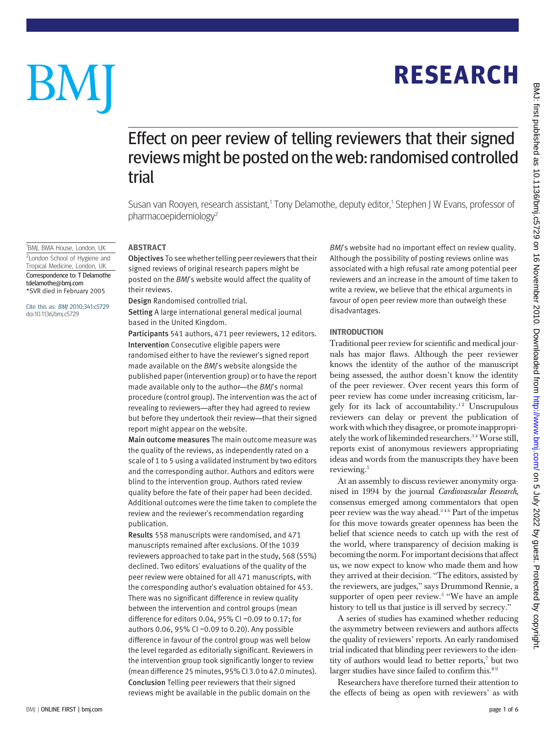# Effect on peer review of telling reviewers that their signed reviews might be posted on the web: randomised controlled trial

Susan van Rooyen, research assistant,[1] Tony Delamothe, deputy editor,[1] Stephen J W Evans, professor of pharmacoepidemiology[2]

[1]BMJ, BMA House, London, UK
[2]London School of Hygiene and Tropical Medicine, London, UK
Correspondence to: T Delamothe tdelamothe@bmj.com
*SVR died in February 2005

Cite this as: *BMJ* 2010;341:c5729
doi:10.1136/bmj.c5729

## ABSTRACT

**Objectives** To see whether telling peer reviewers that their signed reviews of original research papers might be posted on the *BMJ*'s website would affect the quality of their reviews.

**Design** Randomised controlled trial.

**Setting** A large international general medical journal based in the United Kingdom.

**Participants** 541 authors, 471 peer reviewers, 12 editors.

**Intervention** Consecutive eligible papers were randomised either to have the reviewer's signed report made available on the *BMJ*'s website alongside the published paper (intervention group) or to have the report made available only to the author—the *BMJ*'s normal procedure (control group). The intervention was the act of revealing to reviewers—after they had agreed to review but before they undertook their review—that their signed report might appear on the website.

**Main outcome measures** The main outcome measure was the quality of the reviews, as independently rated on a scale of 1 to 5 using a validated instrument by two editors and the corresponding author. Authors and editors were blind to the intervention group. Authors rated review quality before the fate of their paper had been decided. Additional outcomes were the time taken to complete the review and the reviewer's recommendation regarding publication.

**Results** 558 manuscripts were randomised, and 471 manuscripts remained after exclusions. Of the 1039 reviewers approached to take part in the study, 568 (55%) declined. Two editors' evaluations of the quality of the peer review were obtained for all 471 manuscripts, with the corresponding author's evaluation obtained for 453. There was no significant difference in review quality between the intervention and control groups (mean difference for editors 0.04, 95% CI −0.09 to 0.17; for authors 0.06, 95% CI −0.09 to 0.20). Any possible difference in favour of the control group was well below the level regarded as editorially significant. Reviewers in the intervention group took significantly longer to review (mean difference 25 minutes, 95% CI 3.0 to 47.0 minutes).

**Conclusion** Telling peer reviewers that their signed reviews might be available in the public domain on the *BMJ*'s website had no important effect on review quality. Although the possibility of posting reviews online was associated with a high refusal rate among potential peer reviewers and an increase in the amount of time taken to write a review, we believe that the ethical arguments in favour of open peer review more than outweigh these disadvantages.

## INTRODUCTION

Traditional peer review for scientific and medical journals has major flaws. Although the peer reviewer knows the identity of the author of the manuscript being assessed, the author doesn't know the identity of the peer reviewer. Over recent years this form of peer review has come under increasing criticism, largely for its lack of accountability.[1,2] Unscrupulous reviewers can delay or prevent the publication of work with which they disagree, or promote inappropriately the work of likeminded researchers.[3,4] Worse still, reports exist of anonymous reviewers appropriating ideas and words from the manuscripts they have been reviewing.[5]

At an assembly to discuss reviewer anonymity organised in 1994 by the journal *Cardiovascular Research*, consensus emerged among commentators that open peer review was the way ahead.[3,4,6] Part of the impetus for this move towards greater openness has been the belief that science needs to catch up with the rest of the world, where transparency of decision making is becoming the norm. For important decisions that affect us, we now expect to know who made them and how they arrived at their decision. "The editors, assisted by the reviewers, are judges," says Drummond Rennie, a supporter of open peer review.[5] "We have an ample history to tell us that justice is ill served by secrecy."

A series of studies has examined whether reducing the asymmetry between reviewers and authors affects the quality of reviewers' reports. An early randomised trial indicated that blinding peer reviewers to the identity of authors would lead to better reports,[7] but two larger studies have since failed to confirm this.[8,9]

Researchers have therefore turned their attention to the effects of being as open with reviewers' as with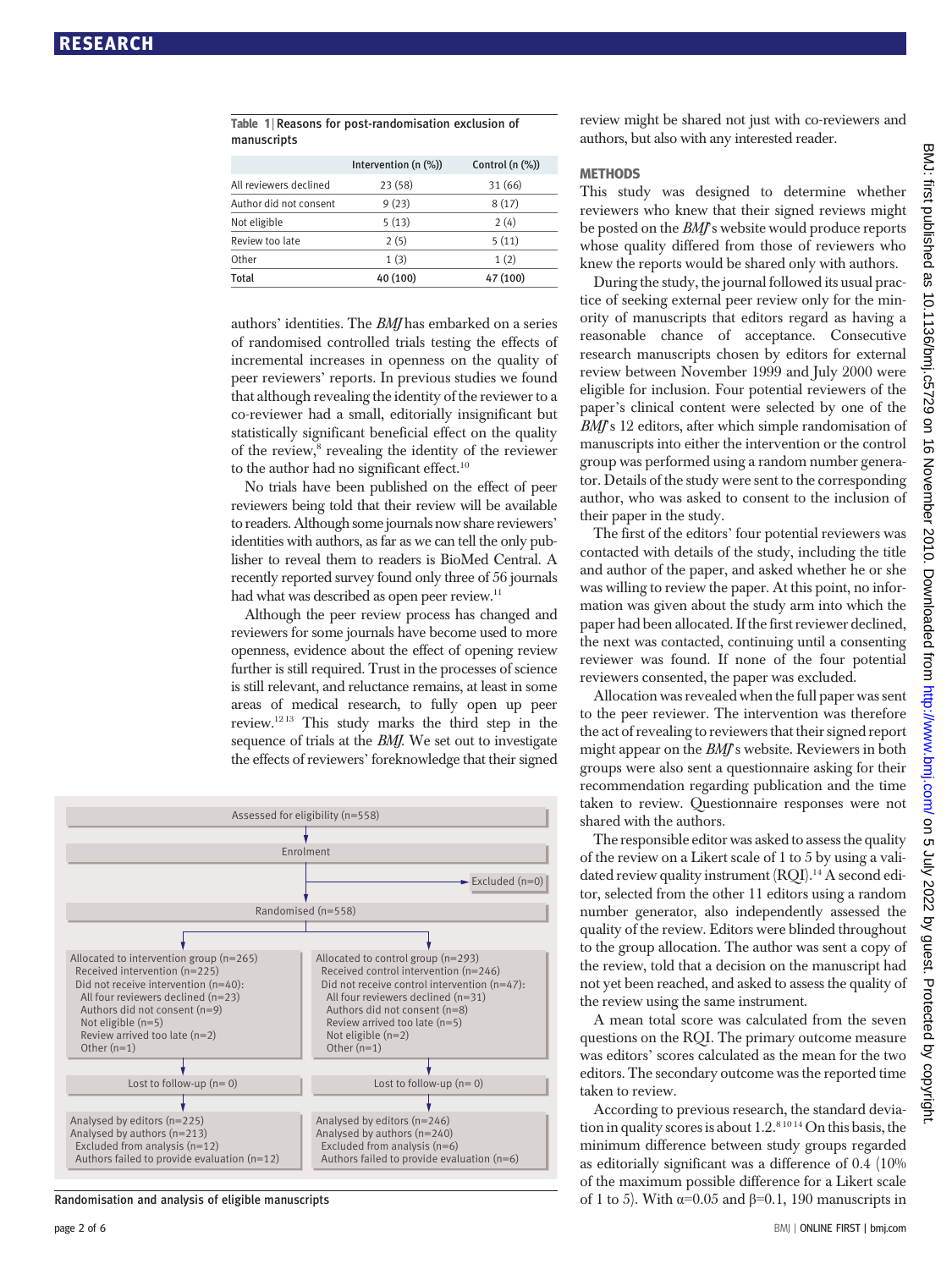**Table 1** | Reasons for post-randomisation exclusion of manuscripts

| | Intervention (n (%)) | Control (n (%)) |
|---|---|---|
| All reviewers declined | 23 (58) | 31 (66) |
| Author did not consent | 9 (23) | 8 (17) |
| Not eligible | 5 (13) | 2 (4) |
| Review too late | 2 (5) | 5 (11) |
| Other | 1 (3) | 1 (2) |
| **Total** | **40 (100)** | **47 (100)** |

authors' identities. The *BMJ* has embarked on a series of randomised controlled trials testing the effects of incremental increases in openness on the quality of peer reviewers' reports. In previous studies we found that although revealing the identity of the reviewer to a co-reviewer had a small, editorially insignificant but statistically significant beneficial effect on the quality of the review,[8] revealing the identity of the reviewer to the author had no significant effect.[10]

No trials have been published on the effect of peer reviewers being told that their review will be available to readers. Although some journals now share reviewers' identities with authors, as far as we can tell the only publisher to reveal them to readers is BioMed Central. A recently reported survey found only three of 56 journals had what was described as open peer review.[11]

Although the peer review process has changed and reviewers for some journals have become used to more openness, evidence about the effect of opening review further is still required. Trust in the processes of science is still relevant, and reluctance remains, at least in some areas of medical research, to fully open up peer review.[12 13] This study marks the third step in the sequence of trials at the *BMJ*. We set out to investigate the effects of reviewers' foreknowledge that their signed review might be shared not just with co-reviewers and authors, but also with any interested reader.

Assessed for eligibility (n=558)

Enrolment

Excluded (n=0)

Randomised (n=558)

| Intervention | Control |
|---|---|
| Allocated to intervention group (n=265)<br>Received intervention (n=225)<br>Did not receive intervention (n=40):<br>All four reviewers declined (n=23)<br>Authors did not consent (n=9)<br>Not eligible (n=5)<br>Review arrived too late (n=2)<br>Other (n=1) | Allocated to control group (n=293)<br>Received control intervention (n=246)<br>Did not receive control intervention (n=47):<br>All four reviewers declined (n=31)<br>Authors did not consent (n=8)<br>Review arrived too late (n=5)<br>Not eligible (n=2)<br>Other (n=1) |
| Lost to follow-up (n= 0) | Lost to follow-up (n= 0) |
| Analysed by editors (n=225)<br>Analysed by authors (n=213)<br>Excluded from analysis (n=12)<br>Authors failed to provide evaluation (n=12) | Analysed by editors (n=246)<br>Analysed by authors (n=240)<br>Excluded from analysis (n=6)<br>Authors failed to provide evaluation (n=6) |

Randomisation and analysis of eligible manuscripts

## METHODS

This study was designed to determine whether reviewers who knew that their signed reviews might be posted on the *BMJ*'s website would produce reports whose quality differed from those of reviewers who knew the reports would be shared only with authors.

During the study, the journal followed its usual practice of seeking external peer review only for the minority of manuscripts that editors regard as having a reasonable chance of acceptance. Consecutive research manuscripts chosen by editors for external review between November 1999 and July 2000 were eligible for inclusion. Four potential reviewers of the paper's clinical content were selected by one of the *BMJ*'s 12 editors, after which simple randomisation of manuscripts into either the intervention or the control group was performed using a random number generator. Details of the study were sent to the corresponding author, who was asked to consent to the inclusion of their paper in the study.

The first of the editors' four potential reviewers was contacted with details of the study, including the title and author of the paper, and asked whether he or she was willing to review the paper. At this point, no information was given about the study arm into which the paper had been allocated. If the first reviewer declined, the next was contacted, continuing until a consenting reviewer was found. If none of the four potential reviewers consented, the paper was excluded.

Allocation was revealed when the full paper was sent to the peer reviewer. The intervention was therefore the act of revealing to reviewers that their signed report might appear on the *BMJ*'s website. Reviewers in both groups were also sent a questionnaire asking for their recommendation regarding publication and the time taken to review. Questionnaire responses were not shared with the authors.

The responsible editor was asked to assess the quality of the review on a Likert scale of 1 to 5 by using a validated review quality instrument (RQI).[14] A second editor, selected from the other 11 editors using a random number generator, also independently assessed the quality of the review. Editors were blinded throughout to the group allocation. The author was sent a copy of the review, told that a decision on the manuscript had not yet been reached, and asked to assess the quality of the review using the same instrument.

A mean total score was calculated from the seven questions on the RQI. The primary outcome measure was editors' scores calculated as the mean for the two editors. The secondary outcome was the reported time taken to review.

According to previous research, the standard deviation in quality scores is about 1.2.[8 10 14] On this basis, the minimum difference between study groups regarded as editorially significant was a difference of 0.4 (10% of the maximum possible difference for a Likert scale of 1 to 5). With $\alpha$=0.05 and $\beta$=0.1, 190 manuscripts in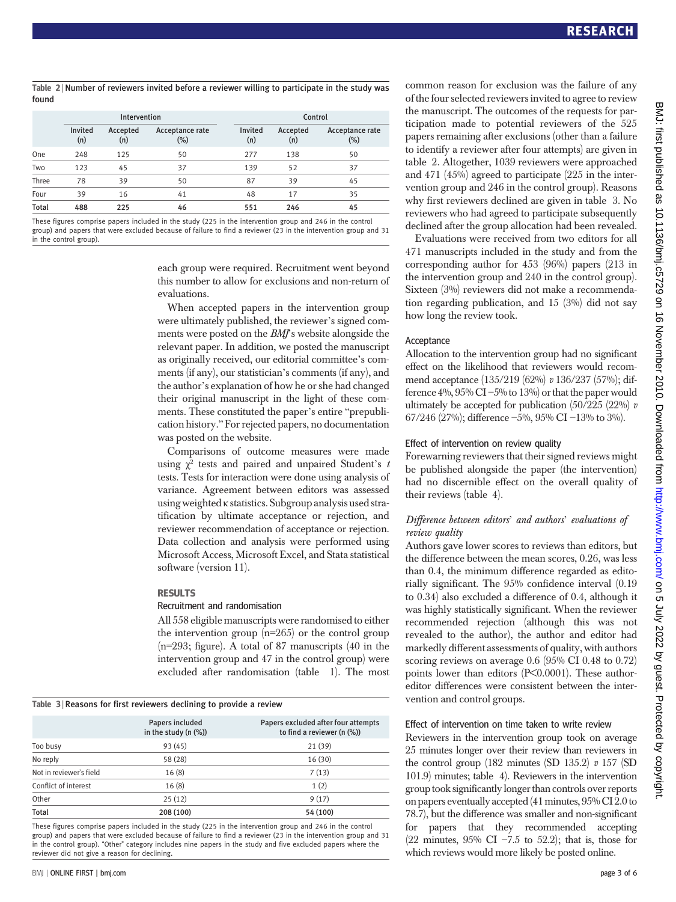**Table 2** | Number of reviewers invited before a reviewer willing to participate in the study was found

| | Intervention | | | Control | | |
|---|---|---|---|---|---|---|
| | Invited (n) | Accepted (n) | Acceptance rate (%) | Invited (n) | Accepted (n) | Acceptance rate (%) |
| One | 248 | 125 | 50 | 277 | 138 | 50 |
| Two | 123 | 45 | 37 | 139 | 52 | 37 |
| Three | 78 | 39 | 50 | 87 | 39 | 45 |
| Four | 39 | 16 | 41 | 48 | 17 | 35 |
| Total | 488 | 225 | 46 | 551 | 246 | 45 |

These figures comprise papers included in the study (225 in the intervention group and 246 in the control group) and papers that were excluded because of failure to find a reviewer (23 in the intervention group and 31 in the control group).

each group were required. Recruitment went beyond this number to allow for exclusions and non-return of evaluations.

When accepted papers in the intervention group were ultimately published, the reviewer's signed comments were posted on the *BMJ*'s website alongside the relevant paper. In addition, we posted the manuscript as originally received, our editorial committee's comments (if any), our statistician's comments (if any), and the author's explanation of how he or she had changed their original manuscript in the light of these comments. These constituted the paper's entire "prepublication history." For rejected papers, no documentation was posted on the website.

Comparisons of outcome measures were made using $\chi^2$ tests and paired and unpaired Student's $t$ tests. Tests for interaction were done using analysis of variance. Agreement between editors was assessed using weighted κ statistics. Subgroup analysis used stratification by ultimate acceptance or rejection, and reviewer recommendation of acceptance or rejection. Data collection and analysis were performed using Microsoft Access, Microsoft Excel, and Stata statistical software (version 11).

## RESULTS

### Recruitment and randomisation

All 558 eligible manuscripts were randomised to either the intervention group (n=265) or the control group (n=293; figure). A total of 87 manuscripts (40 in the intervention group and 47 in the control group) were excluded after randomisation (table 1). The most common reason for exclusion was the failure of any of the four selected reviewers invited to agree to review the manuscript. The outcomes of the requests for participation made to potential reviewers of the 525 papers remaining after exclusions (other than a failure to identify a reviewer after four attempts) are given in table 2. Altogether, 1039 reviewers were approached and 471 (45%) agreed to participate (225 in the intervention group and 246 in the control group). Reasons why first reviewers declined are given in table 3. No reviewers who had agreed to participate subsequently declined after the group allocation had been revealed.

Evaluations were received from two editors for all 471 manuscripts included in the study and from the corresponding author for 453 (96%) papers (213 in the intervention group and 240 in the control group). Sixteen (3%) reviewers did not make a recommendation regarding publication, and 15 (3%) did not say how long the review took.

**Table 3** | Reasons for first reviewers declining to provide a review

| | Papers included in the study (n (%)) | Papers excluded after four attempts to find a reviewer (n (%)) |
|---|---|---|
| Too busy | 93 (45) | 21 (39) |
| No reply | 58 (28) | 16 (30) |
| Not in reviewer's field | 16 (8) | 7 (13) |
| Conflict of interest | 16 (8) | 1 (2) |
| Other | 25 (12) | 9 (17) |
| Total | 208 (100) | 54 (100) |

These figures comprise papers included in the study (225 in the intervention group and 246 in the control group) and papers that were excluded because of failure to find a reviewer (23 in the intervention group and 31 in the control group). "Other" category includes nine papers in the study and five excluded papers where the reviewer did not give a reason for declining.

### Acceptance

Allocation to the intervention group had no significant effect on the likelihood that reviewers would recommend acceptance (135/219 (62%) *v* 136/237 (57%); difference 4%, 95% CI −5% to 13%) or that the paper would ultimately be accepted for publication (50/225 (22%) *v* 67/246 (27%); difference −5%, 95% CI −13% to 3%).

### Effect of intervention on review quality

Forewarning reviewers that their signed reviews might be published alongside the paper (the intervention) had no discernible effect on the overall quality of their reviews (table 4).

#### *Difference between editors' and authors' evaluations of review quality*

Authors gave lower scores to reviews than editors, but the difference between the mean scores, 0.26, was less than 0.4, the minimum difference regarded as editorially significant. The 95% confidence interval (0.19 to 0.34) also excluded a difference of 0.4, although it was highly statistically significant. When the reviewer recommended rejection (although this was not revealed to the author), the author and editor had markedly different assessments of quality, with authors scoring reviews on average 0.6 (95% CI 0.48 to 0.72) points lower than editors ($P<0.0001$). These author-editor differences were consistent between the intervention and control groups.

### Effect of intervention on time taken to write review

Reviewers in the intervention group took on average 25 minutes longer over their review than reviewers in the control group (182 minutes (SD 135.2) *v* 157 (SD 101.9) minutes; table 4). Reviewers in the intervention group took significantly longer than controls over reports on papers eventually accepted (41 minutes, 95% CI 2.0 to 78.7), but the difference was smaller and non-significant for papers that they recommended accepting (22 minutes, 95% CI −7.5 to 52.2); that is, those for which reviews would more likely be posted online.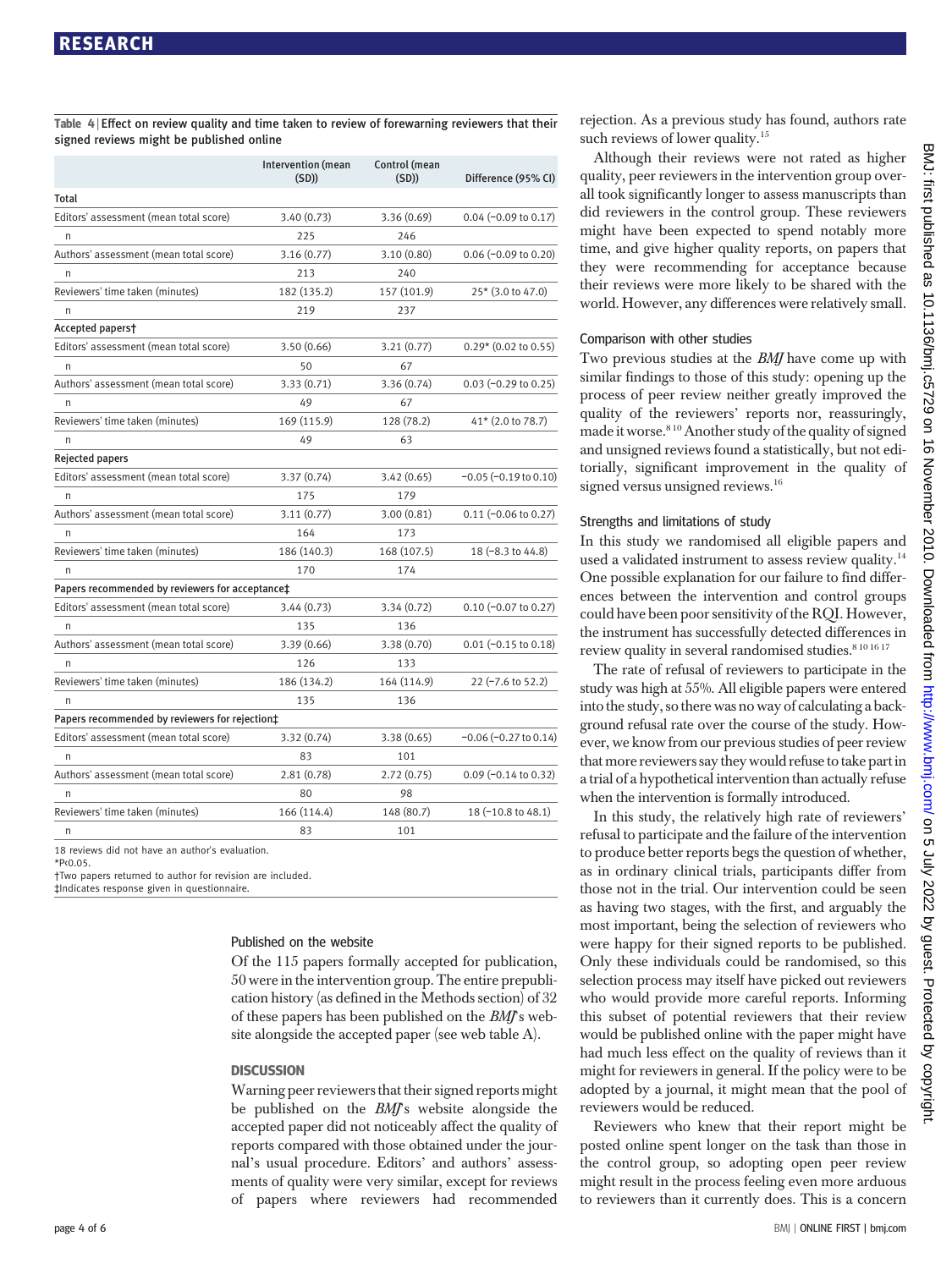**Table 4** | Effect on review quality and time taken to review of forewarning reviewers that their signed reviews might be published online

| | Intervention (mean (SD)) | Control (mean (SD)) | Difference (95% CI) |
|---|---|---|---|
| **Total** | | | |
| Editors' assessment (mean total score) | 3.40 (0.73) | 3.36 (0.69) | 0.04 (−0.09 to 0.17) |
| n | 225 | 246 | |
| Authors' assessment (mean total score) | 3.16 (0.77) | 3.10 (0.80) | 0.06 (−0.09 to 0.20) |
| n | 213 | 240 | |
| Reviewers' time taken (minutes) | 182 (135.2) | 157 (101.9) | 25* (3.0 to 47.0) |
| n | 219 | 237 | |
| **Accepted papers†** | | | |
| Editors' assessment (mean total score) | 3.50 (0.66) | 3.21 (0.77) | 0.29* (0.02 to 0.55) |
| n | 50 | 67 | |
| Authors' assessment (mean total score) | 3.33 (0.71) | 3.36 (0.74) | 0.03 (−0.29 to 0.25) |
| n | 49 | 67 | |
| Reviewers' time taken (minutes) | 169 (115.9) | 128 (78.2) | 41* (2.0 to 78.7) |
| n | 49 | 63 | |
| **Rejected papers** | | | |
| Editors' assessment (mean total score) | 3.37 (0.74) | 3.42 (0.65) | −0.05 (−0.19 to 0.10) |
| n | 175 | 179 | |
| Authors' assessment (mean total score) | 3.11 (0.77) | 3.00 (0.81) | 0.11 (−0.06 to 0.27) |
| n | 164 | 173 | |
| Reviewers' time taken (minutes) | 186 (140.3) | 168 (107.5) | 18 (−8.3 to 44.8) |
| n | 170 | 174 | |
| **Papers recommended by reviewers for acceptance‡** | | | |
| Editors' assessment (mean total score) | 3.44 (0.73) | 3.34 (0.72) | 0.10 (−0.07 to 0.27) |
| n | 135 | 136 | |
| Authors' assessment (mean total score) | 3.39 (0.66) | 3.38 (0.70) | 0.01 (−0.15 to 0.18) |
| n | 126 | 133 | |
| Reviewers' time taken (minutes) | 186 (134.2) | 164 (114.9) | 22 (−7.6 to 52.2) |
| n | 135 | 136 | |
| **Papers recommended by reviewers for rejection‡** | | | |
| Editors' assessment (mean total score) | 3.32 (0.74) | 3.38 (0.65) | −0.06 (−0.27 to 0.14) |
| n | 83 | 101 | |
| Authors' assessment (mean total score) | 2.81 (0.78) | 2.72 (0.75) | 0.09 (−0.14 to 0.32) |
| n | 80 | 98 | |
| Reviewers' time taken (minutes) | 166 (114.4) | 148 (80.7) | 18 (−10.8 to 48.1) |
| n | 83 | 101 | |

18 reviews did not have an author's evaluation.
*P<0.05.
†Two papers returned to author for revision are included.
‡Indicates response given in questionnaire.

### Published on the website

Of the 115 papers formally accepted for publication, 50 were in the intervention group. The entire prepublication history (as defined in the Methods section) of 32 of these papers has been published on the *BMJ*'s website alongside the accepted paper (see web table A).

## DISCUSSION

Warning peer reviewers that their signed reports might be published on the *BMJ*'s website alongside the accepted paper did not noticeably affect the quality of reports compared with those obtained under the journal's usual procedure. Editors' and authors' assessments of quality were very similar, except for reviews of papers where reviewers had recommended rejection. As a previous study has found, authors rate such reviews of lower quality.[15]

Although their reviews were not rated as higher quality, peer reviewers in the intervention group overall took significantly longer to assess manuscripts than did reviewers in the control group. These reviewers might have been expected to spend notably more time, and give higher quality reports, on papers that they were recommending for acceptance because their reviews were more likely to be shared with the world. However, any differences were relatively small.

### Comparison with other studies

Two previous studies at the *BMJ* have come up with similar findings to those of this study: opening up the process of peer review neither greatly improved the quality of the reviewers' reports nor, reassuringly, made it worse.[8 10] Another study of the quality of signed and unsigned reviews found a statistically, but not editorially, significant improvement in the quality of signed versus unsigned reviews.[16]

### Strengths and limitations of study

In this study we randomised all eligible papers and used a validated instrument to assess review quality.[14] One possible explanation for our failure to find differences between the intervention and control groups could have been poor sensitivity of the RQI. However, the instrument has successfully detected differences in review quality in several randomised studies.[8 10 16 17]

The rate of refusal of reviewers to participate in the study was high at 55%. All eligible papers were entered into the study, so there was no way of calculating a background refusal rate over the course of the study. However, we know from our previous studies of peer review that more reviewers say they would refuse to take part in a trial of a hypothetical intervention than actually refuse when the intervention is formally introduced.

In this study, the relatively high rate of reviewers' refusal to participate and the failure of the intervention to produce better reports begs the question of whether, as in ordinary clinical trials, participants differ from those not in the trial. Our intervention could be seen as having two stages, with the first, and arguably the most important, being the selection of reviewers who were happy for their signed reports to be published. Only these individuals could be randomised, so this selection process may itself have picked out reviewers who would provide more careful reports. Informing this subset of potential reviewers that their review would be published online with the paper might have had much less effect on the quality of reviews than it might for reviewers in general. If the policy were to be adopted by a journal, it might mean that the pool of reviewers would be reduced.

Reviewers who knew that their report might be posted online spent longer on the task than those in the control group, so adopting open peer review might result in the process feeling even more arduous to reviewers than it currently does. This is a concern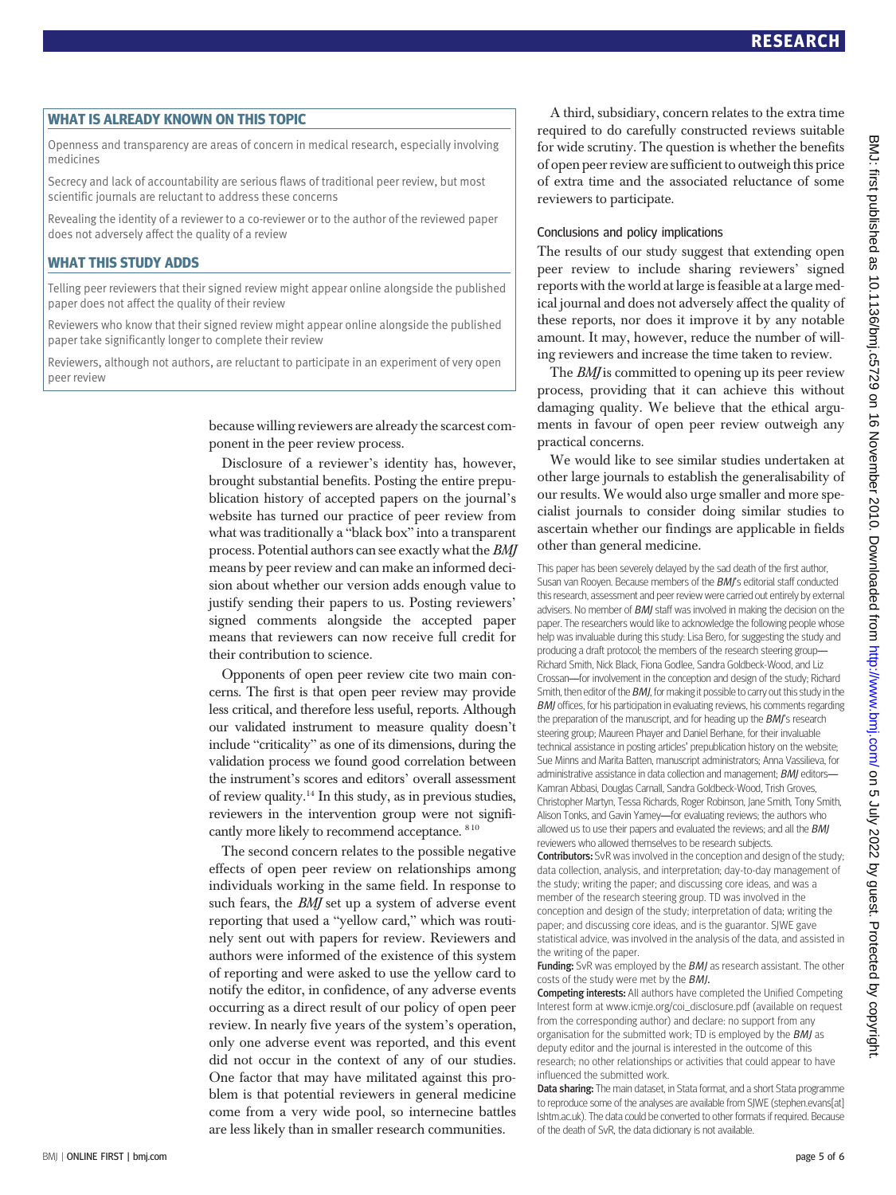## WHAT IS ALREADY KNOWN ON THIS TOPIC

Openness and transparency are areas of concern in medical research, especially involving medicines

Secrecy and lack of accountability are serious flaws of traditional peer review, but most scientific journals are reluctant to address these concerns

Revealing the identity of a reviewer to a co-reviewer or to the author of the reviewed paper does not adversely affect the quality of a review

## WHAT THIS STUDY ADDS

Telling peer reviewers that their signed review might appear online alongside the published paper does not affect the quality of their review

Reviewers who know that their signed review might appear online alongside the published paper take significantly longer to complete their review

Reviewers, although not authors, are reluctant to participate in an experiment of very open peer review

because willing reviewers are already the scarcest component in the peer review process.

Disclosure of a reviewer's identity has, however, brought substantial benefits. Posting the entire prepublication history of accepted papers on the journal's website has turned our practice of peer review from what was traditionally a "black box" into a transparent process. Potential authors can see exactly what the *BMJ* means by peer review and can make an informed decision about whether our version adds enough value to justify sending their papers to us. Posting reviewers' signed comments alongside the accepted paper means that reviewers can now receive full credit for their contribution to science.

Opponents of open peer review cite two main concerns. The first is that open peer review may provide less critical, and therefore less useful, reports. Although our validated instrument to measure quality doesn't include "criticality" as one of its dimensions, during the validation process we found good correlation between the instrument's scores and editors' overall assessment of review quality.[14] In this study, as in previous studies, reviewers in the intervention group were not significantly more likely to recommend acceptance.[8,10]

The second concern relates to the possible negative effects of open peer review on relationships among individuals working in the same field. In response to such fears, the *BMJ* set up a system of adverse event reporting that used a "yellow card," which was routinely sent out with papers for review. Reviewers and authors were informed of the existence of this system of reporting and were asked to use the yellow card to notify the editor, in confidence, of any adverse events occurring as a direct result of our policy of open peer review. In nearly five years of the system's operation, only one adverse event was reported, and this event did not occur in the context of any of our studies. One factor that may have militated against this problem is that potential reviewers in general medicine come from a very wide pool, so internecine battles are less likely than in smaller research communities.

A third, subsidiary, concern relates to the extra time required to do carefully constructed reviews suitable for wide scrutiny. The question is whether the benefits of open peer review are sufficient to outweigh this price of extra time and the associated reluctance of some reviewers to participate.

### Conclusions and policy implications

The results of our study suggest that extending open peer review to include sharing reviewers' signed reports with the world at large is feasible at a large medical journal and does not adversely affect the quality of these reports, nor does it improve it by any notable amount. It may, however, reduce the number of willing reviewers and increase the time taken to review.

The *BMJ* is committed to opening up its peer review process, providing that it can achieve this without damaging quality. We believe that the ethical arguments in favour of open peer review outweigh any practical concerns.

We would like to see similar studies undertaken at other large journals to establish the generalisability of our results. We would also urge smaller and more specialist journals to consider doing similar studies to ascertain whether our findings are applicable in fields other than general medicine.

This paper has been severely delayed by the sad death of the first author, Susan van Rooyen. Because members of the *BMJ*'s editorial staff conducted this research, assessment and peer review were carried out entirely by external advisers. No member of *BMJ* staff was involved in making the decision on the paper. The researchers would like to acknowledge the following people whose help was invaluable during this study: Lisa Bero, for suggesting the study and producing a draft protocol; the members of the research steering group—Richard Smith, Nick Black, Fiona Godlee, Sandra Goldbeck-Wood, and Liz Crossan—for involvement in the conception and design of the study; Richard Smith, then editor of the *BMJ*, for making it possible to carry out this study in the *BMJ* offices, for his participation in evaluating reviews, his comments regarding the preparation of the manuscript, and for heading up the *BMJ*'s research steering group; Maureen Phayer and Daniel Berhane, for their invaluable technical assistance in posting articles' prepublication history on the website; Sue Minns and Marita Batten, manuscript administrators; Anna Vassilieva, for administrative assistance in data collection and management; *BMJ* editors—Kamran Abbasi, Douglas Carnall, Sandra Goldbeck-Wood, Trish Groves, Christopher Martyn, Tessa Richards, Roger Robinson, Jane Smith, Tony Smith, Alison Tonks, and Gavin Yamey—for evaluating reviews; the authors who allowed us to use their papers and evaluated the reviews; and all the *BMJ* reviewers who allowed themselves to be research subjects.

**Contributors:** SvR was involved in the conception and design of the study; data collection, analysis, and interpretation; day-to-day management of the study; writing the paper; and discussing core ideas, and was a member of the research steering group. TD was involved in the conception and design of the study; interpretation of data; writing the paper; and discussing core ideas, and is the guarantor. SJWE gave statistical advice, was involved in the analysis of the data, and assisted in the writing of the paper.

**Funding:** SvR was employed by the *BMJ* as research assistant. The other costs of the study were met by the *BMJ*.

**Competing interests:** All authors have completed the Unified Competing Interest form at www.icmje.org/coi_disclosure.pdf (available on request from the corresponding author) and declare: no support from any organisation for the submitted work; TD is employed by the *BMJ* as deputy editor and the journal is interested in the outcome of this research; no other relationships or activities that could appear to have influenced the submitted work.

**Data sharing:** The main dataset, in Stata format, and a short Stata programme to reproduce some of the analyses are available from SJWE (stephen.evans[at]lshtm.ac.uk). The data could be converted to other formats if required. Because of the death of SvR, the data dictionary is not available.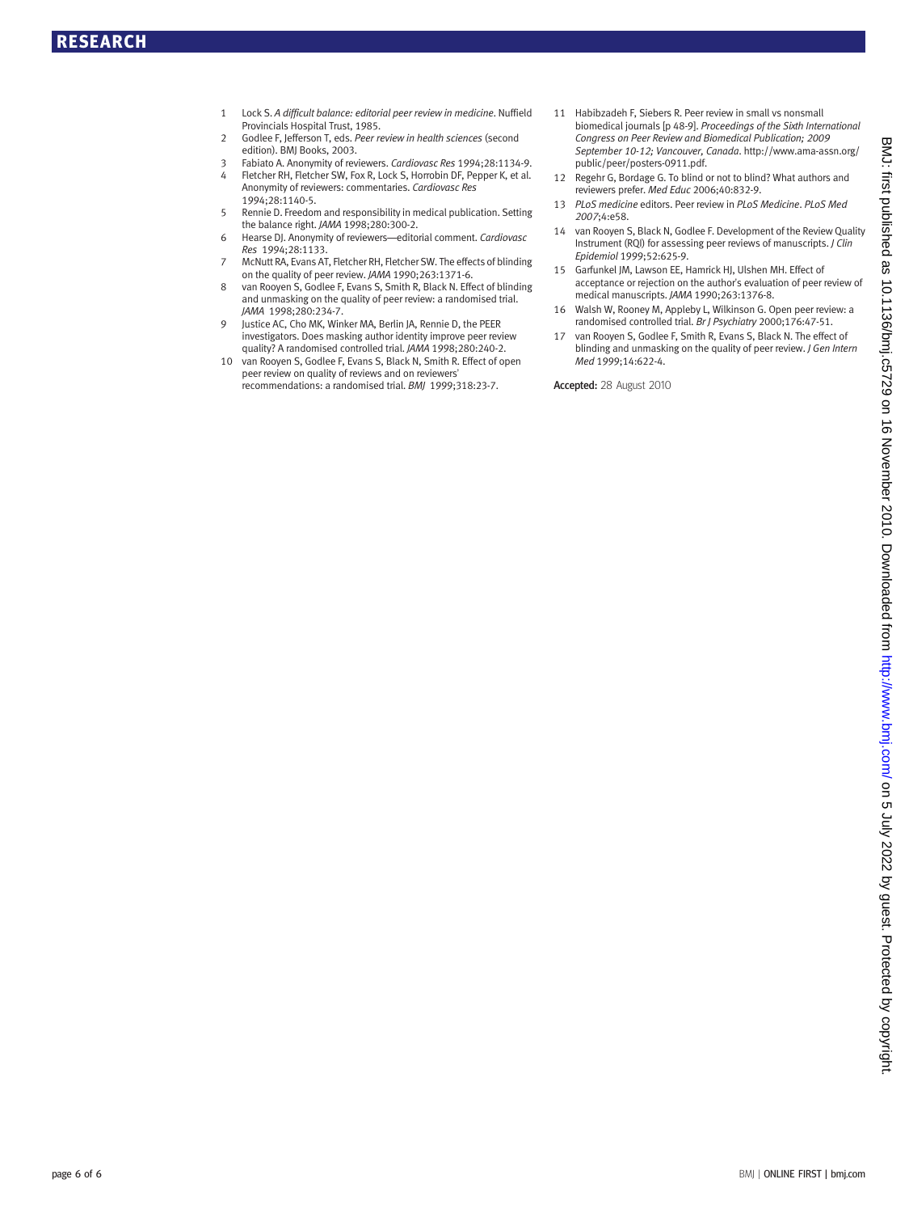1. Lock S. *A difficult balance: editorial peer review in medicine*. Nuffield Provincials Hospital Trust, 1985.
2. Godlee F, Jefferson T, eds. *Peer review in health sciences* (second edition). BMJ Books, 2003.
3. Fabiato A. Anonymity of reviewers. *Cardiovasc Res* 1994;28:1134-9.
4. Fletcher RH, Fletcher SW, Fox R, Lock S, Horrobin DF, Pepper K, et al. Anonymity of reviewers: commentaries. *Cardiovasc Res* 1994;28:1140-5.
5. Rennie D. Freedom and responsibility in medical publication. Setting the balance right. *JAMA* 1998;280:300-2.
6. Hearse DJ. Anonymity of reviewers—editorial comment. *Cardiovasc Res* 1994;28:1133.
7. McNutt RA, Evans AT, Fletcher RH, Fletcher SW. The effects of blinding on the quality of peer review. *JAMA* 1990;263:1371-6.
8. van Rooyen S, Godlee F, Evans S, Smith R, Black N. Effect of blinding and unmasking on the quality of peer review: a randomised trial. *JAMA* 1998;280:234-7.
9. Justice AC, Cho MK, Winker MA, Berlin JA, Rennie D, the PEER investigators. Does masking author identity improve peer review quality? A randomised controlled trial. *JAMA* 1998;280:240-2.
10. van Rooyen S, Godlee F, Evans S, Black N, Smith R. Effect of open peer review on quality of reviews and on reviewers' recommendations: a randomised trial. *BMJ* 1999;318:23-7.
11. Habibzadeh F, Siebers R. Peer review in small vs nonsmall biomedical journals [p 48-9]. *Proceedings of the Sixth International Congress on Peer Review and Biomedical Publication; 2009 September 10-12; Vancouver, Canada*. http://www.ama-assn.org/public/peer/posters-0911.pdf.
12. Regehr G, Bordage G. To blind or not to blind? What authors and reviewers prefer. *Med Educ* 2006;40:832-9.
13. *PLoS medicine* editors. Peer review in *PLoS Medicine*. *PLoS Med 2007*;4:e58.
14. van Rooyen S, Black N, Godlee F. Development of the Review Quality Instrument (RQI) for assessing peer reviews of manuscripts. *J Clin Epidemiol* 1999;52:625-9.
15. Garfunkel JM, Lawson EE, Hamrick HJ, Ulshen MH. Effect of acceptance or rejection on the author's evaluation of peer review of medical manuscripts. *JAMA* 1990;263:1376-8.
16. Walsh W, Rooney M, Appleby L, Wilkinson G. Open peer review: a randomised controlled trial. *Br J Psychiatry* 2000;176:47-51.
17. van Rooyen S, Godlee F, Smith R, Evans S, Black N. The effect of blinding and unmasking on the quality of peer review. *J Gen Intern Med* 1999;14:622-4.

**Accepted:** 28 August 2010